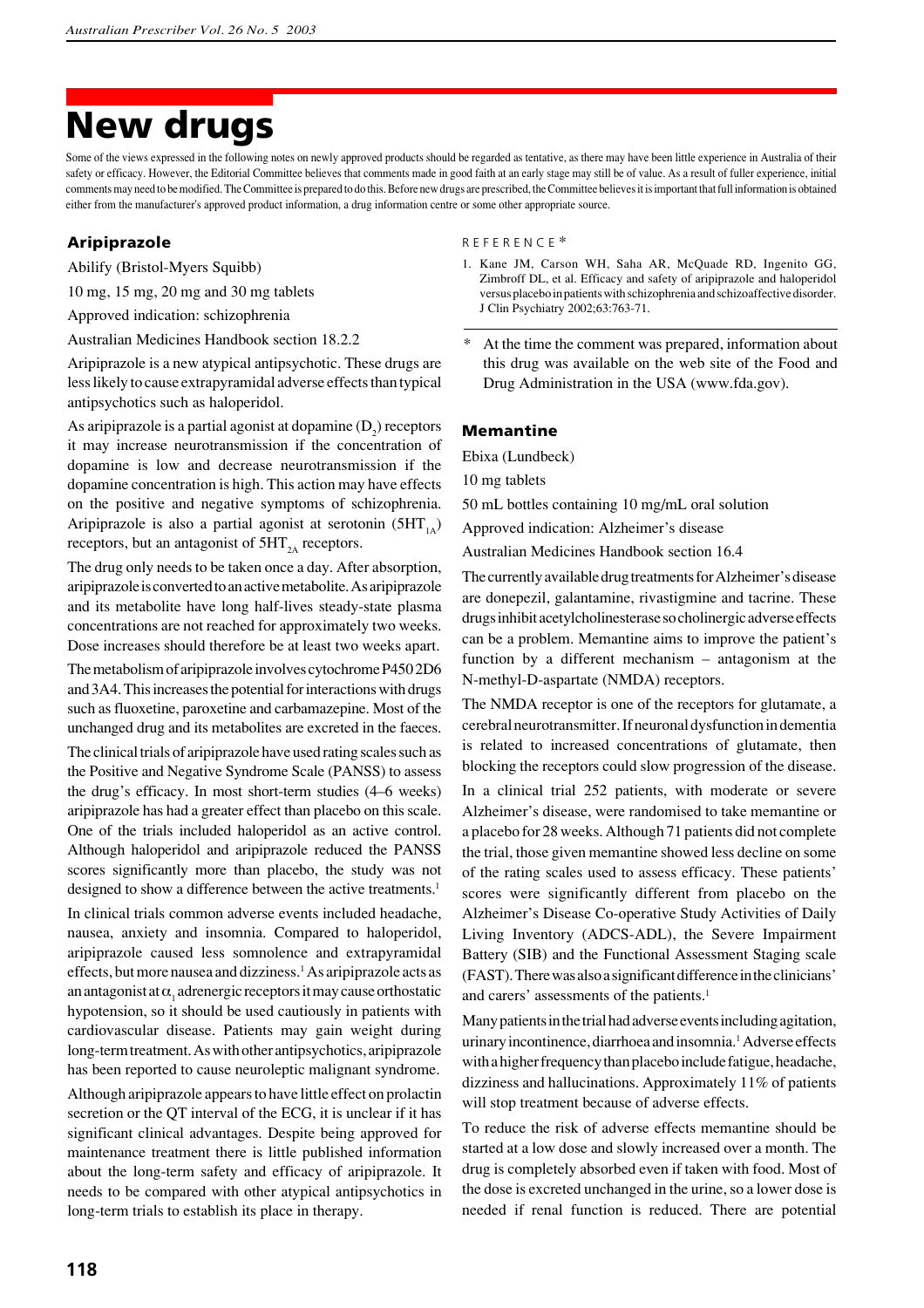# New drugs

Some of the views expressed in the following notes on newly approved products should be regarded as tentative, as there may have been little experience in Australia of their safety or efficacy. However, the Editorial Committee believes that comments made in good faith at an early stage may still be of value. As a result of fuller experience, initial comments may need to be modified. The Committee is prepared to do this. Before new drugs are prescribed, the Committee believes it is important that full information is obtained either from the manufacturer's approved product information, a drug information centre or some other appropriate source.

## Aripiprazole

Abilify (Bristol-Myers Squibb)

10 mg, 15 mg, 20 mg and 30 mg tablets

Approved indication: schizophrenia

Australian Medicines Handbook section 18.2.2

Aripiprazole is a new atypical antipsychotic. These drugs are less likely to cause extrapyramidal adverse effects than typical antipsychotics such as haloperidol.

As aripiprazole is a partial agonist at dopamine ($D_2$) receptors it may increase neurotransmission if the concentration of dopamine is low and decrease neurotransmission if the dopamine concentration is high. This action may have effects on the positive and negative symptoms of schizophrenia. Aripiprazole is also a partial agonist at serotonin ($5HT_{1A}$) receptors, but an antagonist of $5HT_{2A}$ receptors.

The drug only needs to be taken once a day. After absorption, aripiprazole is converted to an active metabolite. As aripiprazole and its metabolite have long half-lives steady-state plasma concentrations are not reached for approximately two weeks. Dose increases should therefore be at least two weeks apart.

The metabolism of aripiprazole involves cytochrome P450 2D6 and 3A4. This increases the potential for interactions with drugs such as fluoxetine, paroxetine and carbamazepine. Most of the unchanged drug and its metabolites are excreted in the faeces.

The clinical trials of aripiprazole have used rating scales such as the Positive and Negative Syndrome Scale (PANSS) to assess the drug's efficacy. In most short-term studies (4–6 weeks) aripiprazole has had a greater effect than placebo on this scale. One of the trials included haloperidol as an active control. Although haloperidol and aripiprazole reduced the PANSS scores significantly more than placebo, the study was not designed to show a difference between the active treatments.[1]

In clinical trials common adverse events included headache, nausea, anxiety and insomnia. Compared to haloperidol, aripiprazole caused less somnolence and extrapyramidal effects, but more nausea and dizziness.[1] As aripiprazole acts as an antagonist at $\alpha_1$ adrenergic receptors it may cause orthostatic hypotension, so it should be used cautiously in patients with cardiovascular disease. Patients may gain weight during long-term treatment. As with other antipsychotics, aripiprazole has been reported to cause neuroleptic malignant syndrome.

Although aripiprazole appears to have little effect on prolactin secretion or the QT interval of the ECG, it is unclear if it has significant clinical advantages. Despite being approved for maintenance treatment there is little published information about the long-term safety and efficacy of aripiprazole. It needs to be compared with other atypical antipsychotics in long-term trials to establish its place in therapy.

REFERENCE *

1. Kane JM, Carson WH, Saha AR, McQuade RD, Ingenito GG, Zimbroff DL, et al. Efficacy and safety of aripiprazole and haloperidol versus placebo in patients with schizophrenia and schizoaffective disorder. J Clin Psychiatry 2002;63:763-71.

\* At the time the comment was prepared, information about this drug was available on the web site of the Food and Drug Administration in the USA (www.fda.gov).

## Memantine

Ebixa (Lundbeck)

10 mg tablets

50 mL bottles containing 10 mg/mL oral solution

Approved indication: Alzheimer's disease

Australian Medicines Handbook section 16.4

The currently available drug treatments for Alzheimer's disease are donepezil, galantamine, rivastigmine and tacrine. These drugs inhibit acetylcholinesterase so cholinergic adverse effects can be a problem. Memantine aims to improve the patient's function by a different mechanism – antagonism at the N-methyl-D-aspartate (NMDA) receptors.

The NMDA receptor is one of the receptors for glutamate, a cerebral neurotransmitter. If neuronal dysfunction in dementia is related to increased concentrations of glutamate, then blocking the receptors could slow progression of the disease.

In a clinical trial 252 patients, with moderate or severe Alzheimer's disease, were randomised to take memantine or a placebo for 28 weeks. Although 71 patients did not complete the trial, those given memantine showed less decline on some of the rating scales used to assess efficacy. These patients' scores were significantly different from placebo on the Alzheimer's Disease Co-operative Study Activities of Daily Living Inventory (ADCS-ADL), the Severe Impairment Battery (SIB) and the Functional Assessment Staging scale (FAST). There was also a significant difference in the clinicians' and carers' assessments of the patients.[1]

Many patients in the trial had adverse events including agitation, urinary incontinence, diarrhoea and insomnia.[1] Adverse effects with a higher frequency than placebo include fatigue, headache, dizziness and hallucinations. Approximately 11% of patients will stop treatment because of adverse effects.

To reduce the risk of adverse effects memantine should be started at a low dose and slowly increased over a month. The drug is completely absorbed even if taken with food. Most of the dose is excreted unchanged in the urine, so a lower dose is needed if renal function is reduced. There are potential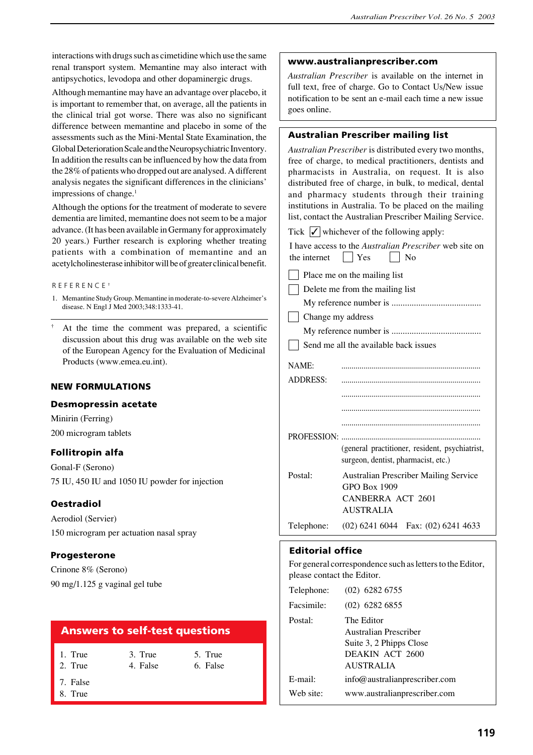interactions with drugs such as cimetidine which use the same renal transport system. Memantine may also interact with antipsychotics, levodopa and other dopaminergic drugs.

Although memantine may have an advantage over placebo, it is important to remember that, on average, all the patients in the clinical trial got worse. There was also no significant difference between memantine and placebo in some of the assessments such as the Mini-Mental State Examination, the Global Deterioration Scale and the Neuropsychiatric Inventory. In addition the results can be influenced by how the data from the 28% of patients who dropped out are analysed. A different analysis negates the significant differences in the clinicians' impressions of change.[1]

Although the options for the treatment of moderate to severe dementia are limited, memantine does not seem to be a major advance. (It has been available in Germany for approximately 20 years.) Further research is exploring whether treating patients with a combination of memantine and an acetylcholinesterase inhibitor will be of greater clinical benefit.

REFERENCE †

1. Memantine Study Group. Memantine in moderate-to-severe Alzheimer's disease. N Engl J Med 2003;348:1333-41.

† At the time the comment was prepared, a scientific discussion about this drug was available on the web site of the European Agency for the Evaluation of Medicinal Products (www.emea.eu.int).

## NEW FORMULATIONS

### Desmopressin acetate

Minirin (Ferring)

200 microgram tablets

### Follitropin alfa

Gonal-F (Serono)

75 IU, 450 IU and 1050 IU powder for injection

### Oestradiol

Aerodiol (Servier)

150 microgram per actuation nasal spray

### Progesterone

Crinone 8% (Serono)

90 mg/1.125 g vaginal gel tube

## Answers to self-test questions

1. True
2. True
3. True
4. False
5. True
6. False
7. False
8. True

## www.australianprescriber.com

*Australian Prescriber* is available on the internet in full text, free of charge. Go to Contact Us/New issue notification to be sent an e-mail each time a new issue goes online.

## Australian Prescriber mailing list

*Australian Prescriber* is distributed every two months, free of charge, to medical practitioners, dentists and pharmacists in Australia, on request. It is also distributed free of charge, in bulk, to medical, dental and pharmacy students through their training institutions in Australia. To be placed on the mailing list, contact the Australian Prescriber Mailing Service.

Tick ☑ whichever of the following apply:

I have access to the *Australian Prescriber* web site on the internet ☐ Yes ☐ No

☐ Place me on the mailing list

☐ Delete me from the mailing list

My reference number is ........................................

☐ Change my address

My reference number is ........................................

☐ Send me all the available back issues

NAME: ....................................................................

ADDRESS: ....................................................................

....................................................................

....................................................................

....................................................................

PROFESSION: ....................................................................

(general practitioner, resident, psychiatrist, surgeon, dentist, pharmacist, etc.)

Postal: Australian Prescriber Mailing Service
GPO Box 1909
CANBERRA ACT 2601
AUSTRALIA

Telephone: (02) 6241 6044 Fax: (02) 6241 4633

## Editorial office

For general correspondence such as letters to the Editor, please contact the Editor.

Telephone: (02) 6282 6755

Facsimile: (02) 6282 6855

Postal: The Editor
Australian Prescriber
Suite 3, 2 Phipps Close
DEAKIN ACT 2600
AUSTRALIA

E-mail: info@australianprescriber.com

Web site: www.australianprescriber.com